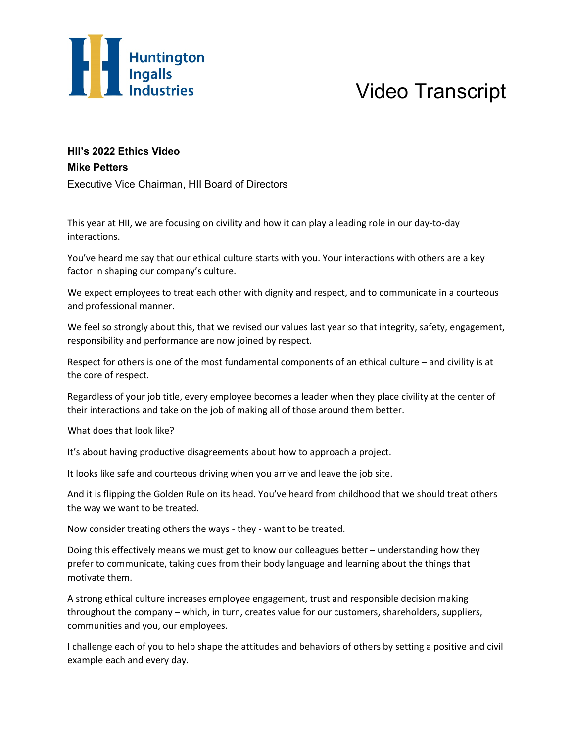Huntington Ingalls Industries

# Video Transcript

**HII's 2022 Ethics Video**

**Mike Petters**

Executive Vice Chairman, HII Board of Directors

This year at HII, we are focusing on civility and how it can play a leading role in our day-to-day interactions.

You've heard me say that our ethical culture starts with you. Your interactions with others are a key factor in shaping our company's culture.

We expect employees to treat each other with dignity and respect, and to communicate in a courteous and professional manner.

We feel so strongly about this, that we revised our values last year so that integrity, safety, engagement, responsibility and performance are now joined by respect.

Respect for others is one of the most fundamental components of an ethical culture – and civility is at the core of respect.

Regardless of your job title, every employee becomes a leader when they place civility at the center of their interactions and take on the job of making all of those around them better.

What does that look like?

It's about having productive disagreements about how to approach a project.

It looks like safe and courteous driving when you arrive and leave the job site.

And it is flipping the Golden Rule on its head. You've heard from childhood that we should treat others the way we want to be treated.

Now consider treating others the ways - they - want to be treated.

Doing this effectively means we must get to know our colleagues better – understanding how they prefer to communicate, taking cues from their body language and learning about the things that motivate them.

A strong ethical culture increases employee engagement, trust and responsible decision making throughout the company – which, in turn, creates value for our customers, shareholders, suppliers, communities and you, our employees.

I challenge each of you to help shape the attitudes and behaviors of others by setting a positive and civil example each and every day.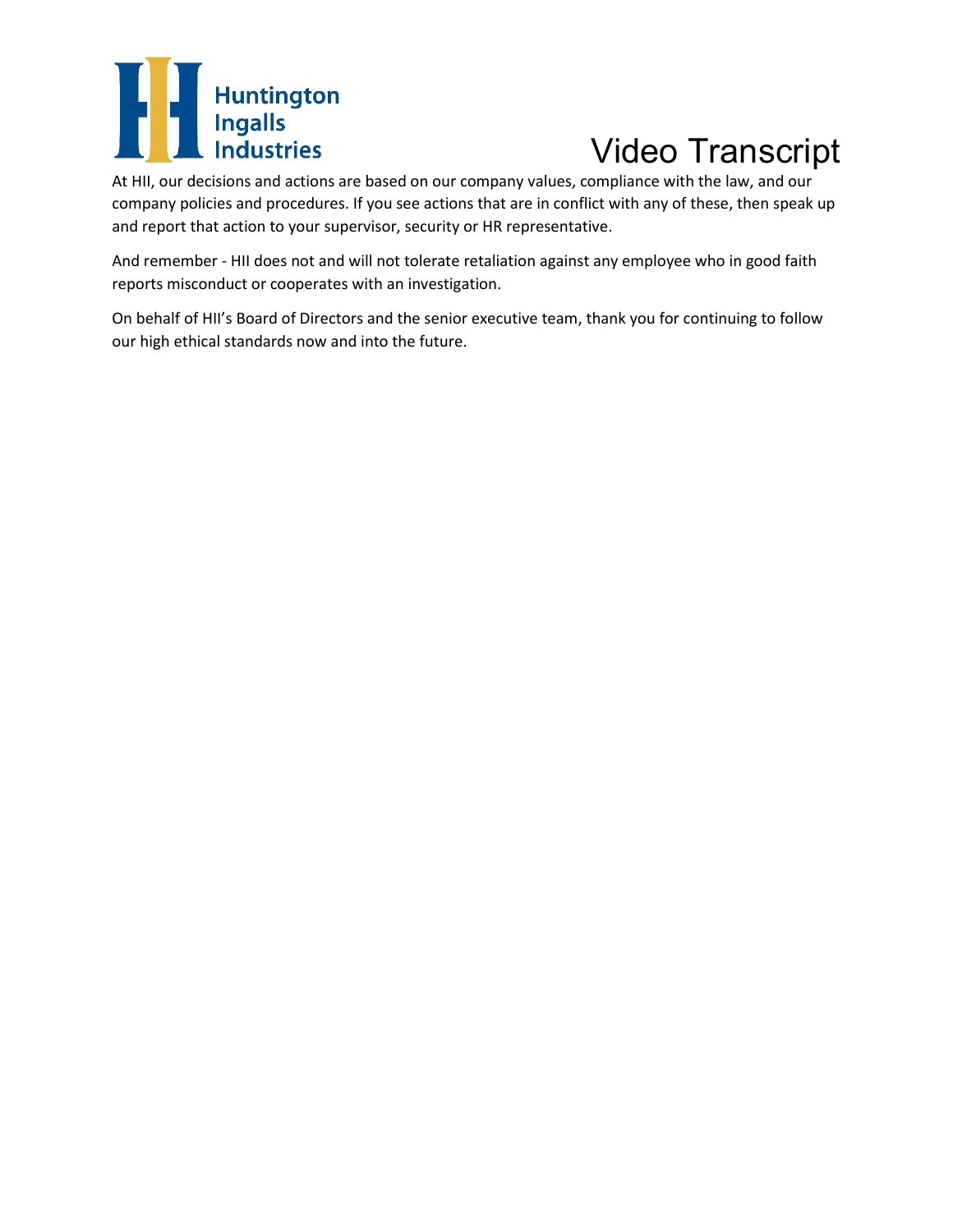# Video Transcript

At HII, our decisions and actions are based on our company values, compliance with the law, and our company policies and procedures. If you see actions that are in conflict with any of these, then speak up and report that action to your supervisor, security or HR representative.

And remember - HII does not and will not tolerate retaliation against any employee who in good faith reports misconduct or cooperates with an investigation.

On behalf of HII's Board of Directors and the senior executive team, thank you for continuing to follow our high ethical standards now and into the future.